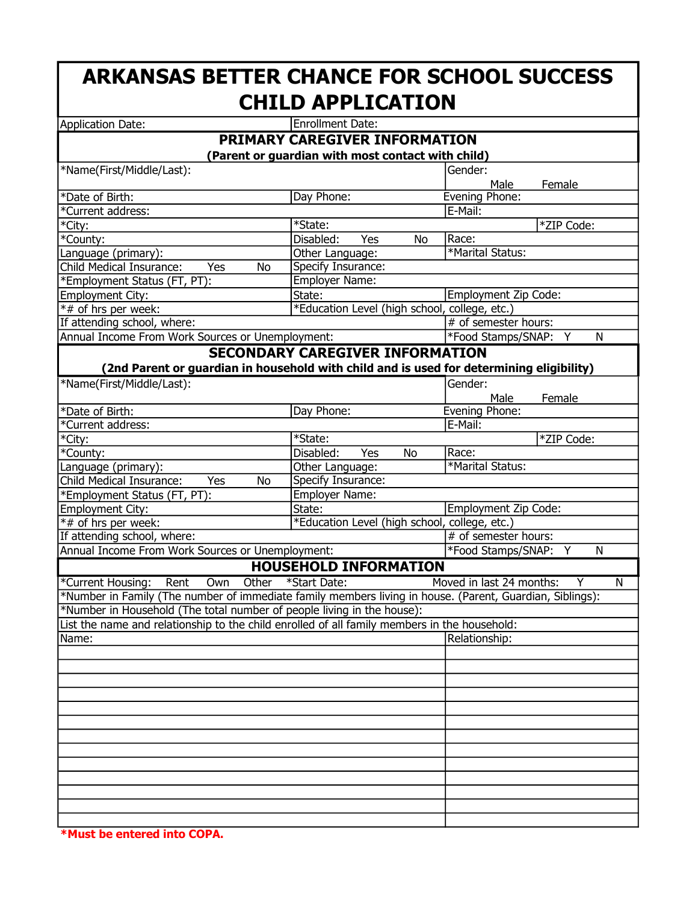# ARKANSAS BETTER CHANCE FOR SCHOOL SUCCESS CHILD APPLICATION

| Application Date: | Enrollment Date: |
|---|---|

## PRIMARY CAREGIVER INFORMATION

**(Parent or guardian with most contact with child)**

| | | |
|---|---|---|
| *Name(First/Middle/Last): | | Gender: Male Female |
| *Date of Birth: | Day Phone: | Evening Phone: |
| *Current address: | | E-Mail: |
| *City: | *State: | *ZIP Code: |
| *County: | Disabled: Yes No | Race: |
| Language (primary): | Other Language: | *Marital Status: |
| Child Medical Insurance: Yes No | Specify Insurance: | |
| *Employment Status (FT, PT): | Employer Name: | |
| Employment City: | State: | Employment Zip Code: |
| *# of hrs per week: | *Education Level (high school, college, etc.) | |
| If attending school, where: | | # of semester hours: |
| Annual Income From Work Sources or Unemployment: | | *Food Stamps/SNAP: Y N |

## SECONDARY CAREGIVER INFORMATION

**(2nd Parent or guardian in household with child and is used for determining eligibility)**

| | | |
|---|---|---|
| *Name(First/Middle/Last): | | Gender: Male Female |
| *Date of Birth: | Day Phone: | Evening Phone: |
| *Current address: | | E-Mail: |
| *City: | *State: | *ZIP Code: |
| *County: | Disabled: Yes No | Race: |
| Language (primary): | Other Language: | *Marital Status: |
| Child Medical Insurance: Yes No | Specify Insurance: | |
| *Employment Status (FT, PT): | Employer Name: | |
| Employment City: | State: | Employment Zip Code: |
| *# of hrs per week: | *Education Level (high school, college, etc.) | |
| If attending school, where: | | # of semester hours: |
| Annual Income From Work Sources or Unemployment: | | *Food Stamps/SNAP: Y N |

## HOUSEHOLD INFORMATION

*Current Housing: Rent Own Other *Start Date: Moved in last 24 months: Y N

*Number in Family (The number of immediate family members living in house. (Parent, Guardian, Siblings):

*Number in Household (The total number of people living in the house):

List the name and relationship to the child enrolled of all family members in the household:

| Name: | Relationship: |
|---|---|
| | |
| | |
| | |
| | |
| | |
| | |
| | |
| | |
| | |
| | |
| | |
| | |
| | |

**\*Must be entered into COPA.**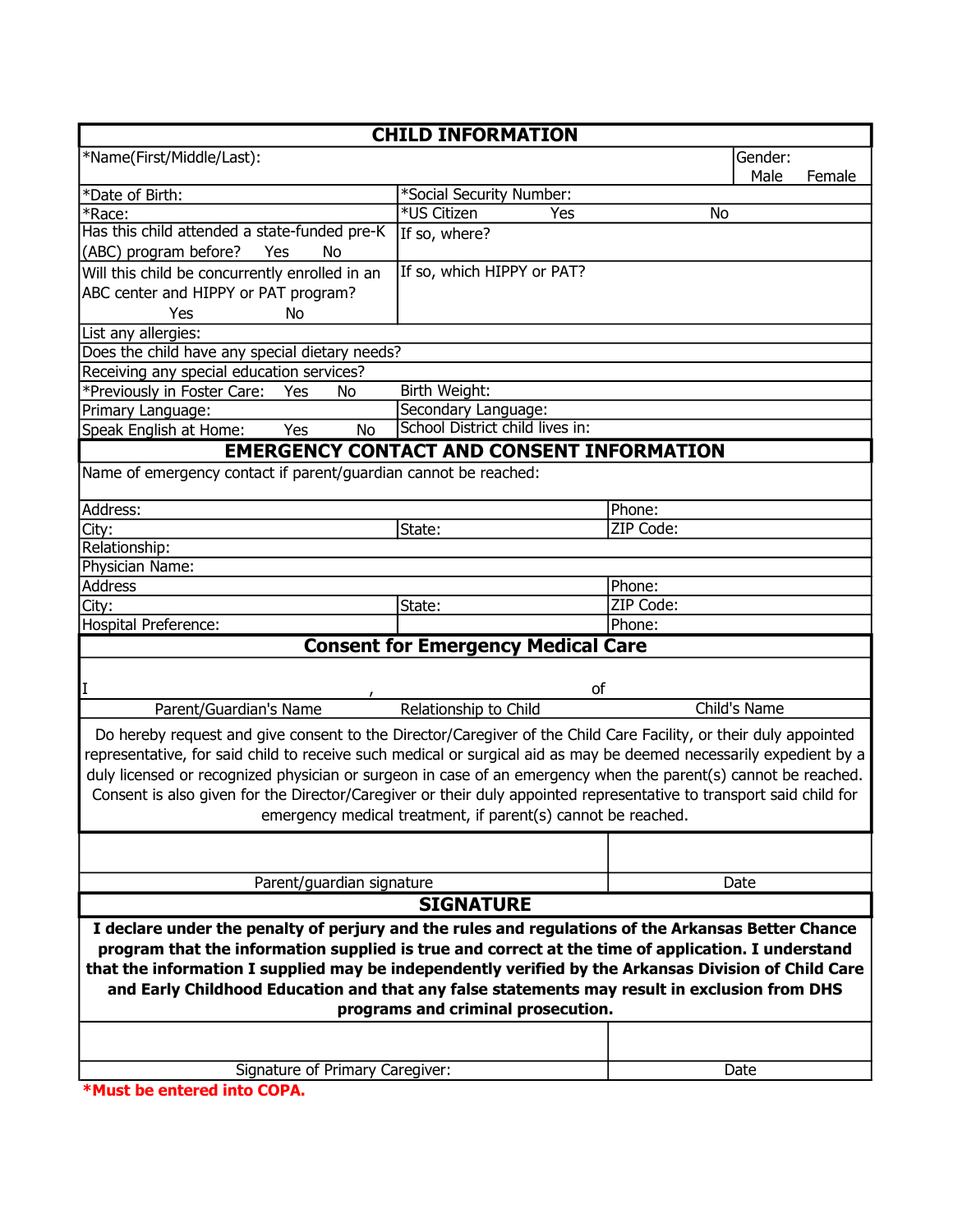## CHILD INFORMATION

| | | |
|---|---|---|
| *Name(First/Middle/Last): | | Gender: Male Female |
| *Date of Birth: | *Social Security Number: | |
| *Race: | *US Citizen Yes No | |
| Has this child attended a state-funded pre-K (ABC) program before? Yes No | If so, where? | |
| Will this child be concurrently enrolled in an ABC center and HIPPY or PAT program? Yes No | If so, which HIPPY or PAT? | |
| List any allergies: | | |
| Does the child have any special dietary needs? | | |
| Receiving any special education services? | | |
| *Previously in Foster Care: Yes No | Birth Weight: | |
| Primary Language: | Secondary Language: | |
| Speak English at Home: Yes No | School District child lives in: | |

## EMERGENCY CONTACT AND CONSENT INFORMATION

| | | |
|---|---|---|
| Name of emergency contact if parent/guardian cannot be reached: | | |
| Address: | | Phone: |
| City: | State: | ZIP Code: |
| Relationship: | | |
| Physician Name: | | |
| Address | | Phone: |
| City: | State: | ZIP Code: |
| Hospital Preference: | | Phone: |

## Consent for Emergency Medical Care

I ______________________ , ______________________ of ______________________

Parent/Guardian's Name — Relationship to Child — Child's Name

Do hereby request and give consent to the Director/Caregiver of the Child Care Facility, or their duly appointed representative, for said child to receive such medical or surgical aid as may be deemed necessarily expedient by a duly licensed or recognized physician or surgeon in case of an emergency when the parent(s) cannot be reached. Consent is also given for the Director/Caregiver or their duly appointed representative to transport said child for emergency medical treatment, if parent(s) cannot be reached.

| | |
|---|---|
| | |
| Parent/guardian signature | Date |

## SIGNATURE

**I declare under the penalty of perjury and the rules and regulations of the Arkansas Better Chance program that the information supplied is true and correct at the time of application. I understand that the information I supplied may be independently verified by the Arkansas Division of Child Care and Early Childhood Education and that any false statements may result in exclusion from DHS programs and criminal prosecution.**

| | |
|---|---|
| | |
| Signature of Primary Caregiver: | Date |

**\*Must be entered into COPA.**